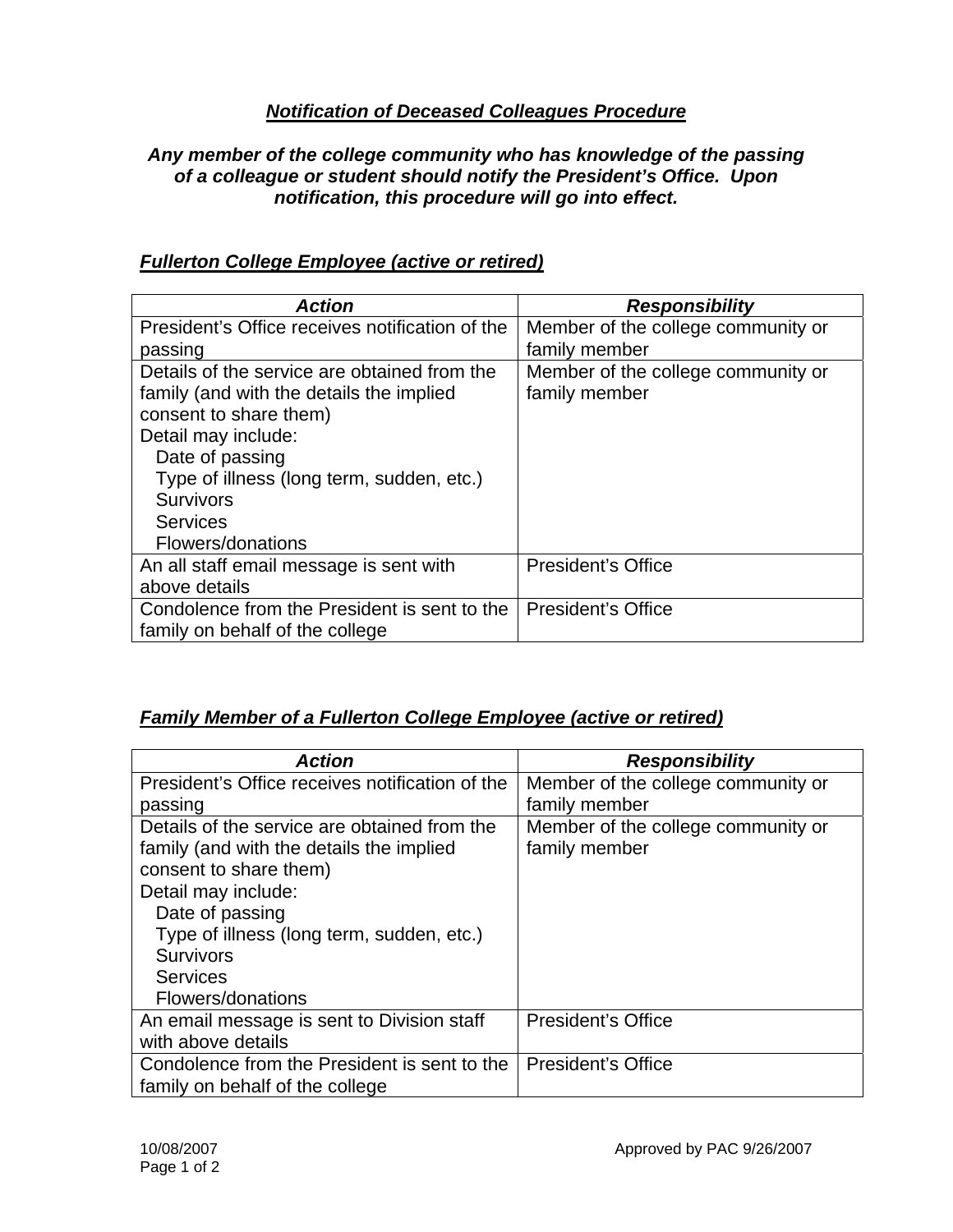# ***Notification of Deceased Colleagues Procedure***

***Any member of the college community who has knowledge of the passing of a colleague or student should notify the President's Office. Upon notification, this procedure will go into effect.***

## ***Fullerton College Employee (active or retired)***

| ***Action*** | ***Responsibility*** |
|---|---|
| President's Office receives notification of the passing | Member of the college community or family member |
| Details of the service are obtained from the family (and with the details the implied consent to share them)<br>Detail may include:<br>Date of passing<br>Type of illness (long term, sudden, etc.)<br>Survivors<br>Services<br>Flowers/donations | Member of the college community or family member |
| An all staff email message is sent with above details | President's Office |
| Condolence from the President is sent to the family on behalf of the college | President's Office |

## ***Family Member of a Fullerton College Employee (active or retired)***

| ***Action*** | ***Responsibility*** |
|---|---|
| President's Office receives notification of the passing | Member of the college community or family member |
| Details of the service are obtained from the family (and with the details the implied consent to share them)<br>Detail may include:<br>Date of passing<br>Type of illness (long term, sudden, etc.)<br>Survivors<br>Services<br>Flowers/donations | Member of the college community or family member |
| An email message is sent to Division staff with above details | President's Office |
| Condolence from the President is sent to the family on behalf of the college | President's Office |

10/08/2007 Approved by PAC 9/26/2007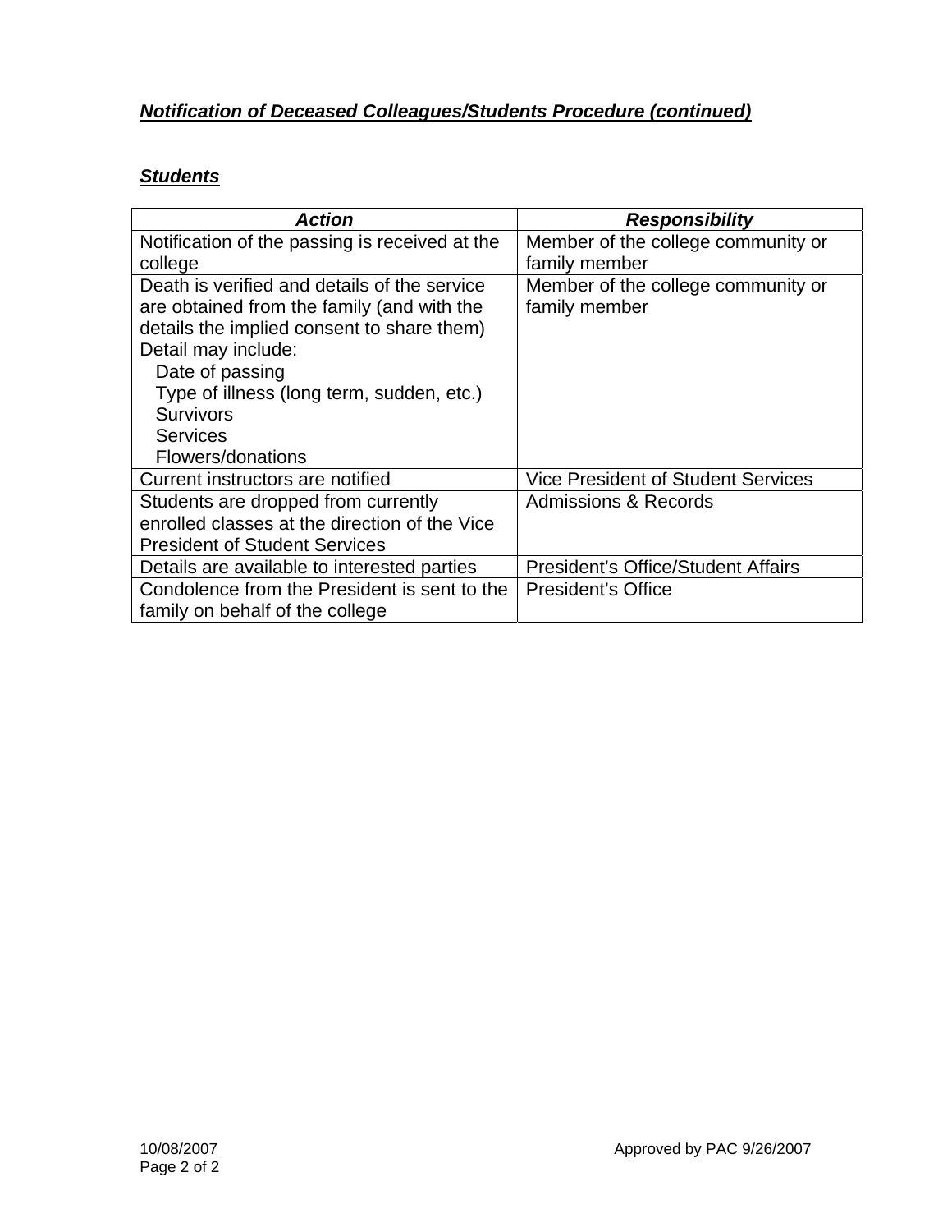***Notification of Deceased Colleagues/Students Procedure (continued)***

***Students***

| ***Action*** | ***Responsibility*** |
|---|---|
| Notification of the passing is received at the college | Member of the college community or family member |
| Death is verified and details of the service are obtained from the family (and with the details the implied consent to share them) Detail may include:<br>Date of passing<br>Type of illness (long term, sudden, etc.)<br>Survivors<br>Services<br>Flowers/donations | Member of the college community or family member |
| Current instructors are notified | Vice President of Student Services |
| Students are dropped from currently enrolled classes at the direction of the Vice President of Student Services | Admissions & Records |
| Details are available to interested parties | President's Office/Student Affairs |
| Condolence from the President is sent to the family on behalf of the college | President's Office |

10/08/2007 Approved by PAC 9/26/2007